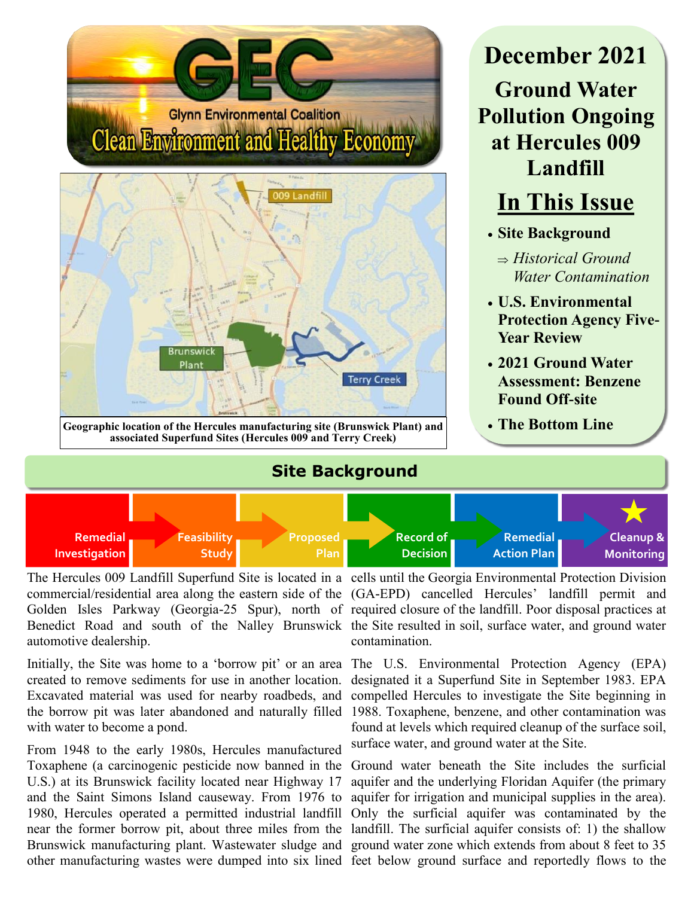Glynn Environmental Coalition

Clean Environment and Healthy Economy

Geographic location of the Hercules manufacturing site (Brunswick Plant) and associated Superfund Sites (Hercules 009 and Terry Creek)

# December 2021

# Ground Water Pollution Ongoing at Hercules 009 Landfill

## In This Issue

- **Site Background**
  - ⇒ *Historical Ground Water Contamination*
- **U.S. Environmental Protection Agency Five-Year Review**
- **2021 Ground Water Assessment: Benzene Found Off-site**
- **The Bottom Line**

## Site Background

Remedial Investigation → Feasibility Study → Proposed Plan → Record of Decision → Remedial Action Plan → Cleanup & Monitoring

The Hercules 009 Landfill Superfund Site is located in a commercial/residential area along the eastern side of the Golden Isles Parkway (Georgia-25 Spur), north of Benedict Road and south of the Nalley Brunswick automotive dealership.

Initially, the Site was home to a 'borrow pit' or an area created to remove sediments for use in another location. Excavated material was used for nearby roadbeds, and the borrow pit was later abandoned and naturally filled with water to become a pond.

From 1948 to the early 1980s, Hercules manufactured Toxaphene (a carcinogenic pesticide now banned in the U.S.) at its Brunswick facility located near Highway 17 and the Saint Simons Island causeway. From 1976 to 1980, Hercules operated a permitted industrial landfill near the former borrow pit, about three miles from the Brunswick manufacturing plant. Wastewater sludge and other manufacturing wastes were dumped into six lined cells until the Georgia Environmental Protection Division (GA-EPD) cancelled Hercules' landfill permit and required closure of the landfill. Poor disposal practices at the Site resulted in soil, surface water, and ground water contamination.

The U.S. Environmental Protection Agency (EPA) designated it a Superfund Site in September 1983. EPA compelled Hercules to investigate the Site beginning in 1988. Toxaphene, benzene, and other contamination was found at levels which required cleanup of the surface soil, surface water, and ground water at the Site.

Ground water beneath the Site includes the surficial aquifer and the underlying Floridan Aquifer (the primary aquifer for irrigation and municipal supplies in the area). Only the surficial aquifer was contaminated by the landfill. The surficial aquifer consists of: 1) the shallow ground water zone which extends from about 8 feet to 35 feet below ground surface and reportedly flows to the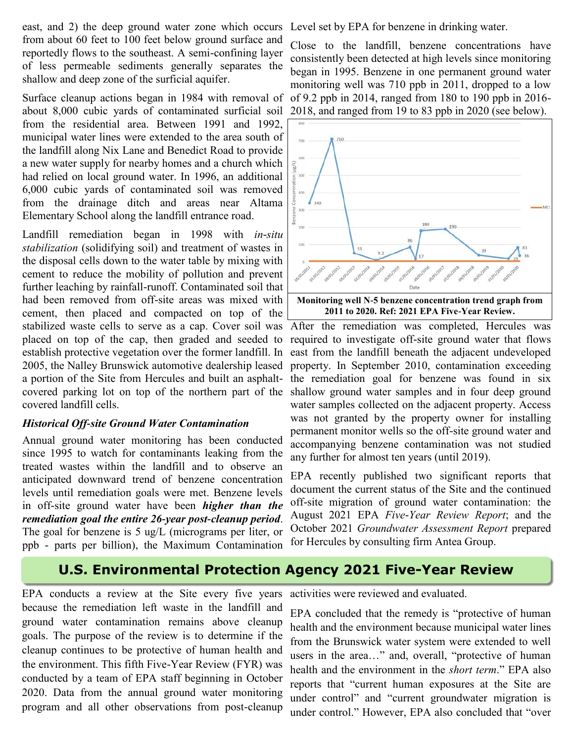east, and 2) the deep ground water zone which occurs from about 60 feet to 100 feet below ground surface and reportedly flows to the southeast. A semi-confining layer of less permeable sediments generally separates the shallow and deep zone of the surficial aquifer.

Surface cleanup actions began in 1984 with removal of about 8,000 cubic yards of contaminated surficial soil from the residential area. Between 1991 and 1992, municipal water lines were extended to the area south of the landfill along Nix Lane and Benedict Road to provide a new water supply for nearby homes and a church which had relied on local ground water. In 1996, an additional 6,000 cubic yards of contaminated soil was removed from the drainage ditch and areas near Altama Elementary School along the landfill entrance road.

Landfill remediation began in 1998 with *in-situ stabilization* (solidifying soil) and treatment of wastes in the disposal cells down to the water table by mixing with cement to reduce the mobility of pollution and prevent further leaching by rainfall-runoff. Contaminated soil that had been removed from off-site areas was mixed with cement, then placed and compacted on top of the stabilized waste cells to serve as a cap. Cover soil was placed on top of the cap, then graded and seeded to establish protective vegetation over the former landfill. In 2005, the Nalley Brunswick automotive dealership leased a portion of the Site from Hercules and built an asphalt-covered parking lot on top of the northern part of the covered landfill cells.

### *Historical Off-site Ground Water Contamination*

Annual ground water monitoring has been conducted since 1995 to watch for contaminants leaking from the treated wastes within the landfill and to observe an anticipated downward trend of benzene concentration levels until remediation goals were met. Benzene levels in off-site ground water have been ***higher than the remediation goal the entire 26-year post-cleanup period***. The goal for benzene is 5 ug/L (micrograms per liter, or ppb - parts per billion), the Maximum Contamination Level set by EPA for benzene in drinking water.

Close to the landfill, benzene concentrations have consistently been detected at high levels since monitoring began in 1995. Benzene in one permanent ground water monitoring well was 710 ppb in 2011, dropped to a low of 9.2 ppb in 2014, ranged from 180 to 190 ppb in 2016-2018, and ranged from 19 to 83 ppb in 2020 (see below).

**Monitoring well N-5 benzene concentration trend graph from 2011 to 2020. Ref: 2021 EPA Five-Year Review.**

After the remediation was completed, Hercules was required to investigate off-site ground water that flows east from the landfill beneath the adjacent undeveloped property. In September 2010, contamination exceeding the remediation goal for benzene was found in six shallow ground water samples and in four deep ground water samples collected on the adjacent property. Access was not granted by the property owner for installing permanent monitor wells so the off-site ground water and accompanying benzene contamination was not studied any further for almost ten years (until 2019).

EPA recently published two significant reports that document the current status of the Site and the continued off-site migration of ground water contamination: the August 2021 EPA *Five-Year Review Report*; and the October 2021 *Groundwater Assessment Report* prepared for Hercules by consulting firm Antea Group.

## U.S. Environmental Protection Agency 2021 Five-Year Review

EPA conducts a review at the Site every five years because the remediation left waste in the landfill and ground water contamination remains above cleanup goals. The purpose of the review is to determine if the cleanup continues to be protective of human health and the environment. This fifth Five-Year Review (FYR) was conducted by a team of EPA staff beginning in October 2020. Data from the annual ground water monitoring program and all other observations from post-cleanup activities were reviewed and evaluated.

EPA concluded that the remedy is "protective of human health and the environment because municipal water lines from the Brunswick water system were extended to well users in the area…" and, overall, "protective of human health and the environment in the *short term*." EPA also reports that "current human exposures at the Site are under control" and "current groundwater migration is under control." However, EPA also concluded that "over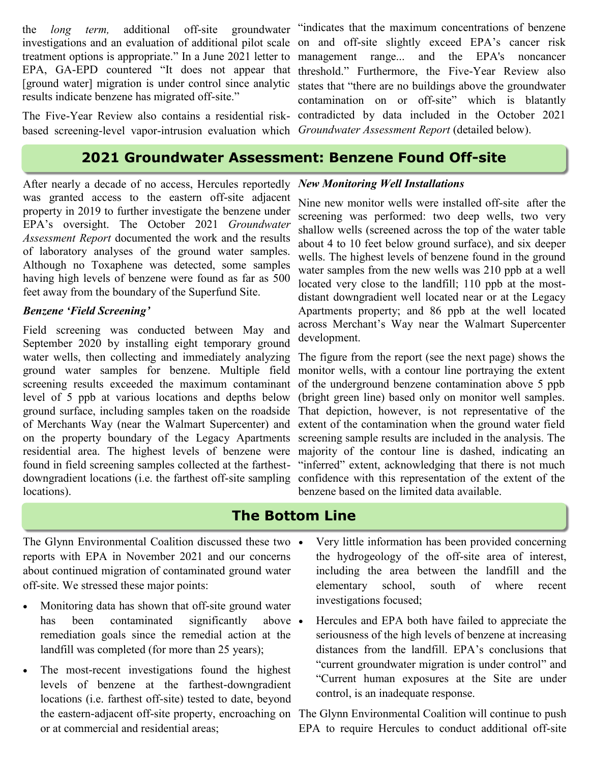the *long term,* additional off-site groundwater investigations and an evaluation of additional pilot scale treatment options is appropriate." In a June 2021 letter to EPA, GA-EPD countered "It does not appear that [ground water] migration is under control since analytic results indicate benzene has migrated off-site."

The Five-Year Review also contains a residential risk-based screening-level vapor-intrusion evaluation which "indicates that the maximum concentrations of benzene on and off-site slightly exceed EPA's cancer risk management range... and the EPA's noncancer threshold." Furthermore, the Five-Year Review also states that "there are no buildings above the groundwater contamination on or off-site" which is blatantly contradicted by data included in the October 2021 *Groundwater Assessment Report* (detailed below).

## 2021 Groundwater Assessment: Benzene Found Off-site

After nearly a decade of no access, Hercules reportedly was granted access to the eastern off-site adjacent property in 2019 to further investigate the benzene under EPA's oversight. The October 2021 *Groundwater Assessment Report* documented the work and the results of laboratory analyses of the ground water samples. Although no Toxaphene was detected, some samples having high levels of benzene were found as far as 500 feet away from the boundary of the Superfund Site.

### *Benzene 'Field Screening'*

Field screening was conducted between May and September 2020 by installing eight temporary ground water wells, then collecting and immediately analyzing ground water samples for benzene. Multiple field screening results exceeded the maximum contaminant level of 5 ppb at various locations and depths below ground surface, including samples taken on the roadside of Merchants Way (near the Walmart Supercenter) and on the property boundary of the Legacy Apartments residential area. The highest levels of benzene were found in field screening samples collected at the farthest-downgradient locations (i.e. the farthest off-site sampling locations).

### *New Monitoring Well Installations*

Nine new monitor wells were installed off-site after the screening was performed: two deep wells, two very shallow wells (screened across the top of the water table about 4 to 10 feet below ground surface), and six deeper wells. The highest levels of benzene found in the ground water samples from the new wells was 210 ppb at a well located very close to the landfill; 110 ppb at the most-distant downgradient well located near or at the Legacy Apartments property; and 86 ppb at the well located across Merchant's Way near the Walmart Supercenter development.

The figure from the report (see the next page) shows the monitor wells, with a contour line portraying the extent of the underground benzene contamination above 5 ppb (bright green line) based only on monitor well samples. That depiction, however, is not representative of the extent of the contamination when the ground water field screening sample results are included in the analysis. The majority of the contour line is dashed, indicating an "inferred" extent, acknowledging that there is not much confidence with this representation of the extent of the benzene based on the limited data available.

## The Bottom Line

The Glynn Environmental Coalition discussed these two reports with EPA in November 2021 and our concerns about continued migration of contaminated ground water off-site. We stressed these major points:

- Monitoring data has shown that off-site ground water has been contaminated significantly above remediation goals since the remedial action at the landfill was completed (for more than 25 years);
- The most-recent investigations found the highest levels of benzene at the farthest-downgradient locations (i.e. farthest off-site) tested to date, beyond the eastern-adjacent off-site property, encroaching on or at commercial and residential areas;
- Very little information has been provided concerning the hydrogeology of the off-site area of interest, including the area between the landfill and the elementary school, south of where recent investigations focused;
- Hercules and EPA both have failed to appreciate the seriousness of the high levels of benzene at increasing distances from the landfill. EPA's conclusions that "current groundwater migration is under control" and "Current human exposures at the Site are under control, is an inadequate response.

The Glynn Environmental Coalition will continue to push EPA to require Hercules to conduct additional off-site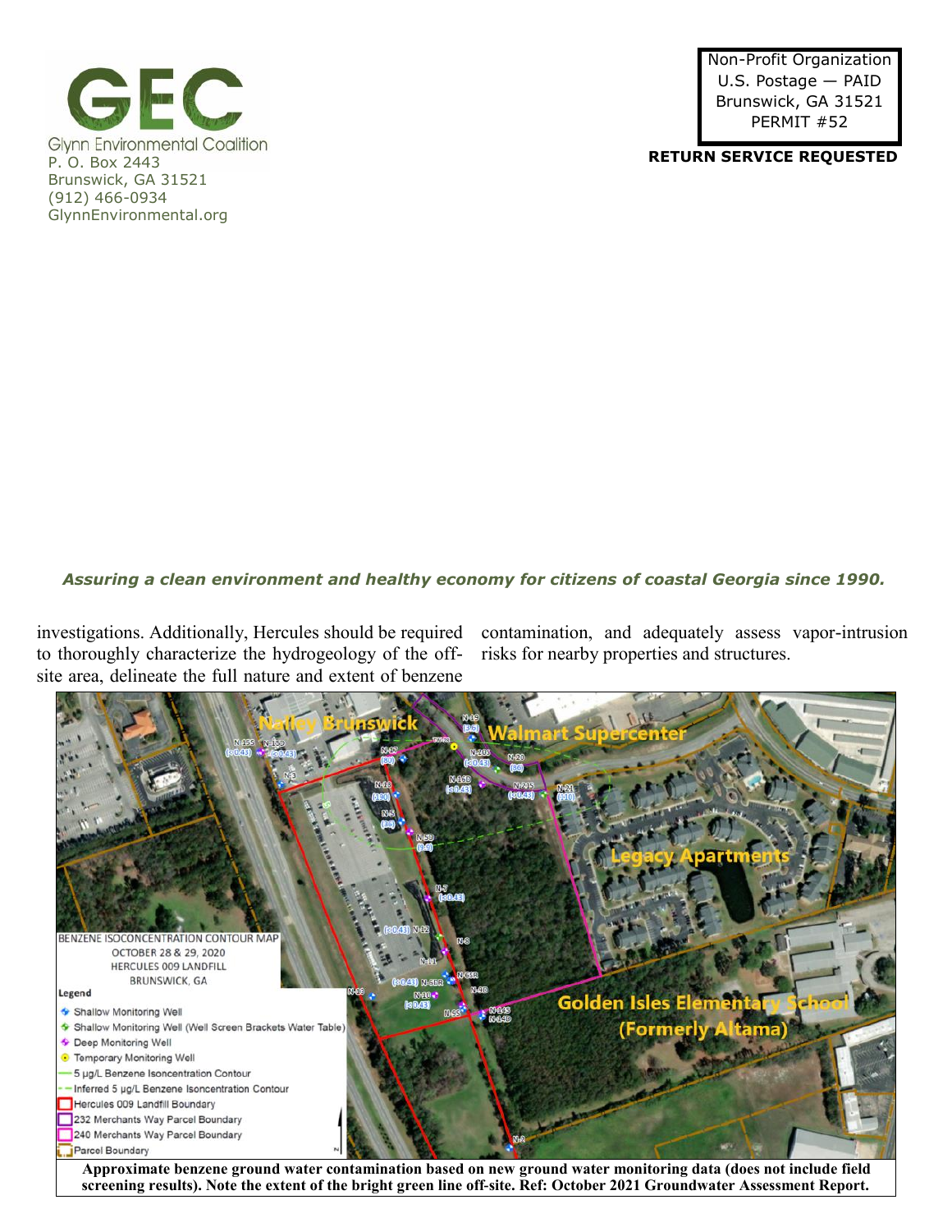**GEC**

Glynn Environmental Coalition
P. O. Box 2443
Brunswick, GA 31521
(912) 466-0934
GlynnEnvironmental.org

Non-Profit Organization
U.S. Postage — PAID
Brunswick, GA 31521
PERMIT #52

**RETURN SERVICE REQUESTED**

***Assuring a clean environment and healthy economy for citizens of coastal Georgia since 1990.***

investigations. Additionally, Hercules should be required to thoroughly characterize the hydrogeology of the off-site area, delineate the full nature and extent of benzene contamination, and adequately assess vapor-intrusion risks for nearby properties and structures.

BENZENE ISOCONCENTRATION CONTOUR MAP
OCTOBER 28 & 29, 2020
HERCULES 009 LANDFILL
BRUNSWICK, GA

Legend
Shallow Monitoring Well
Shallow Monitoring Well (Well Screen Brackets Water Table)
Deep Monitoring Well
Temporary Monitoring Well
5 µg/L Benzene Isoncentration Contour
Inferred 5 µg/L Benzene Isoncentration Contour
Hercules 009 Landfill Boundary
232 Merchants Way Parcel Boundary
240 Merchants Way Parcel Boundary
Parcel Boundary

Nalley Brunswick
Walmart Supercenter
Legacy Apartments
Golden Isles Elementary School (Formerly Altama)

**Approximate benzene ground water contamination based on new ground water monitoring data (does not include field screening results). Note the extent of the bright green line off-site. Ref: October 2021 Groundwater Assessment Report.**